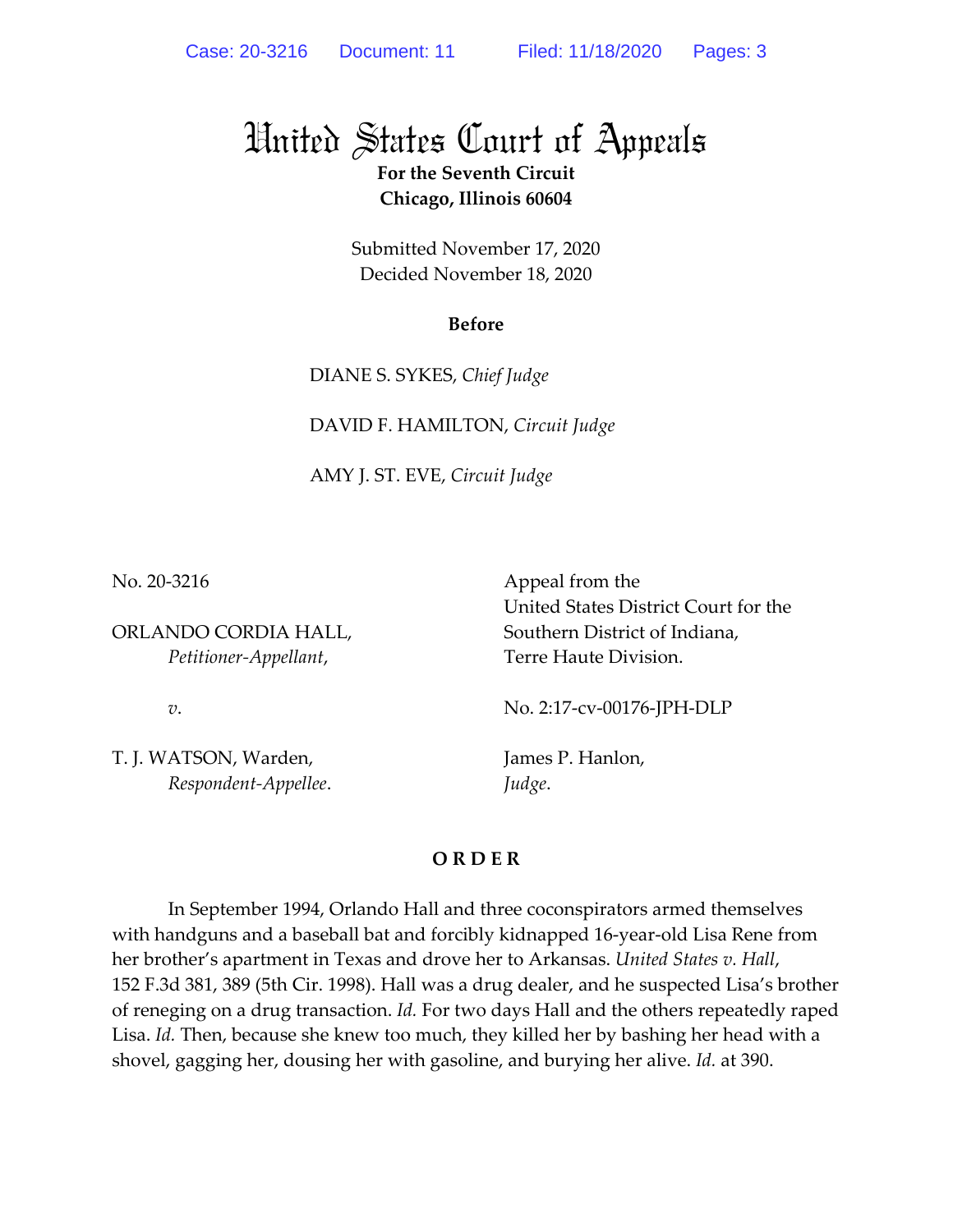# United States Court of Appeals

**For the Seventh Circuit**
**Chicago, Illinois 60604**

Submitted November 17, 2020
Decided November 18, 2020

**Before**

DIANE S. SYKES, *Chief Judge*

DAVID F. HAMILTON, *Circuit Judge*

AMY J. ST. EVE, *Circuit Judge*

No. 20-3216

ORLANDO CORDIA HALL,
*Petitioner-Appellant*,

*v*.

T. J. WATSON, Warden,
*Respondent-Appellee*.

Appeal from the United States District Court for the Southern District of Indiana, Terre Haute Division.

No. 2:17-cv-00176-JPH-DLP

James P. Hanlon,
*Judge*.

**O R D E R**

In September 1994, Orlando Hall and three coconspirators armed themselves with handguns and a baseball bat and forcibly kidnapped 16-year-old Lisa Rene from her brother's apartment in Texas and drove her to Arkansas. *United States v. Hall*, 152 F.3d 381, 389 (5th Cir. 1998). Hall was a drug dealer, and he suspected Lisa's brother of reneging on a drug transaction. *Id.* For two days Hall and the others repeatedly raped Lisa. *Id.* Then, because she knew too much, they killed her by bashing her head with a shovel, gagging her, dousing her with gasoline, and burying her alive. *Id.* at 390.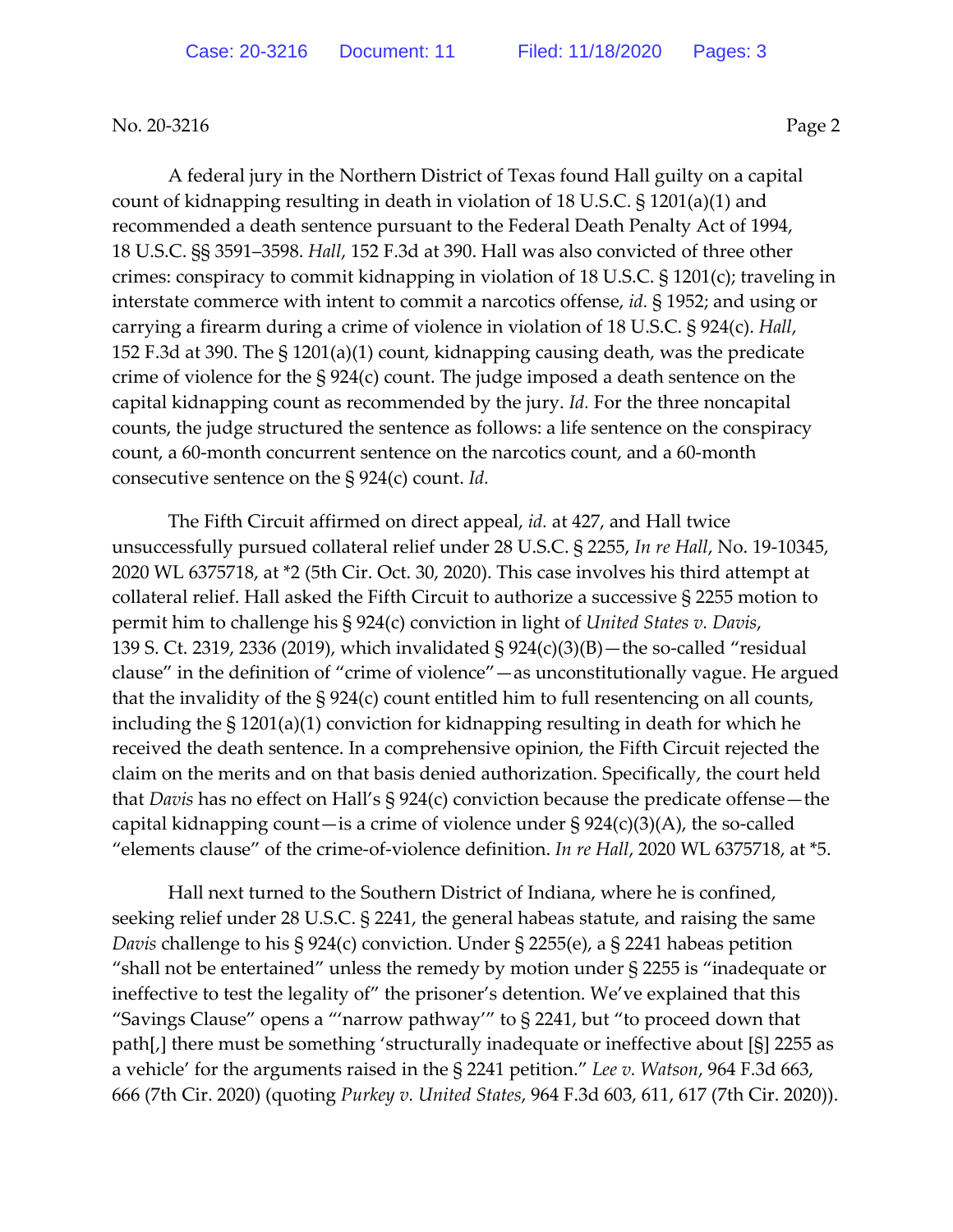A federal jury in the Northern District of Texas found Hall guilty on a capital count of kidnapping resulting in death in violation of 18 U.S.C. § 1201(a)(1) and recommended a death sentence pursuant to the Federal Death Penalty Act of 1994, 18 U.S.C. §§ 3591–3598. *Hall*, 152 F.3d at 390. Hall was also convicted of three other crimes: conspiracy to commit kidnapping in violation of 18 U.S.C. § 1201(c); traveling in interstate commerce with intent to commit a narcotics offense, *id.* § 1952; and using or carrying a firearm during a crime of violence in violation of 18 U.S.C. § 924(c). *Hall*, 152 F.3d at 390. The § 1201(a)(1) count, kidnapping causing death, was the predicate crime of violence for the § 924(c) count. The judge imposed a death sentence on the capital kidnapping count as recommended by the jury. *Id.* For the three noncapital counts, the judge structured the sentence as follows: a life sentence on the conspiracy count, a 60-month concurrent sentence on the narcotics count, and a 60-month consecutive sentence on the § 924(c) count. *Id.*

The Fifth Circuit affirmed on direct appeal, *id.* at 427, and Hall twice unsuccessfully pursued collateral relief under 28 U.S.C. § 2255, *In re Hall*, No. 19-10345, 2020 WL 6375718, at *2 (5th Cir. Oct. 30, 2020). This case involves his third attempt at collateral relief. Hall asked the Fifth Circuit to authorize a successive § 2255 motion to permit him to challenge his § 924(c) conviction in light of *United States v. Davis*, 139 S. Ct. 2319, 2336 (2019), which invalidated § 924(c)(3)(B)—the so-called "residual clause" in the definition of "crime of violence"—as unconstitutionally vague. He argued that the invalidity of the § 924(c) count entitled him to full resentencing on all counts, including the § 1201(a)(1) conviction for kidnapping resulting in death for which he received the death sentence. In a comprehensive opinion, the Fifth Circuit rejected the claim on the merits and on that basis denied authorization. Specifically, the court held that *Davis* has no effect on Hall's § 924(c) conviction because the predicate offense—the capital kidnapping count—is a crime of violence under § 924(c)(3)(A), the so-called "elements clause" of the crime-of-violence definition. *In re Hall*, 2020 WL 6375718, at *5.

Hall next turned to the Southern District of Indiana, where he is confined, seeking relief under 28 U.S.C. § 2241, the general habeas statute, and raising the same *Davis* challenge to his § 924(c) conviction. Under § 2255(e), a § 2241 habeas petition "shall not be entertained" unless the remedy by motion under § 2255 is "inadequate or ineffective to test the legality of" the prisoner's detention. We've explained that this "Savings Clause" opens a "'narrow pathway'" to § 2241, but "to proceed down that path[,] there must be something 'structurally inadequate or ineffective about [§] 2255 as a vehicle' for the arguments raised in the § 2241 petition." *Lee v. Watson*, 964 F.3d 663, 666 (7th Cir. 2020) (quoting *Purkey v. United States*, 964 F.3d 603, 611, 617 (7th Cir. 2020)).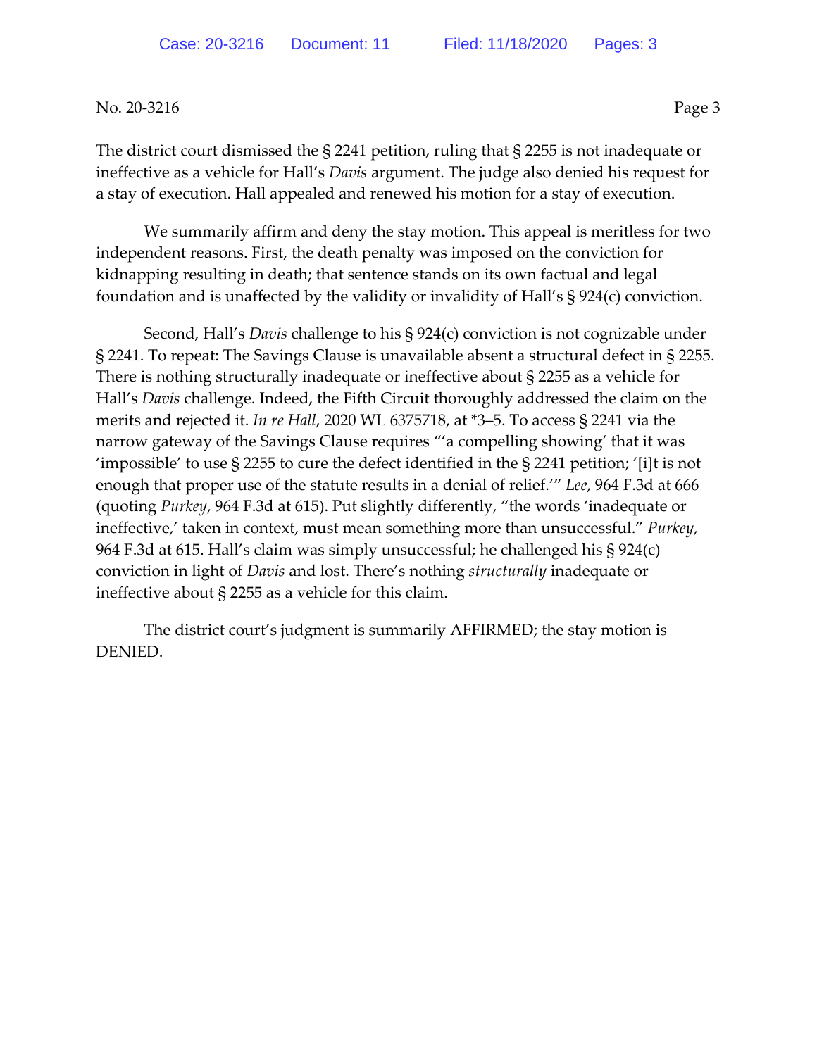The district court dismissed the § 2241 petition, ruling that § 2255 is not inadequate or ineffective as a vehicle for Hall's *Davis* argument. The judge also denied his request for a stay of execution. Hall appealed and renewed his motion for a stay of execution.

We summarily affirm and deny the stay motion. This appeal is meritless for two independent reasons. First, the death penalty was imposed on the conviction for kidnapping resulting in death; that sentence stands on its own factual and legal foundation and is unaffected by the validity or invalidity of Hall's § 924(c) conviction.

Second, Hall's *Davis* challenge to his § 924(c) conviction is not cognizable under § 2241. To repeat: The Savings Clause is unavailable absent a structural defect in § 2255. There is nothing structurally inadequate or ineffective about § 2255 as a vehicle for Hall's *Davis* challenge. Indeed, the Fifth Circuit thoroughly addressed the claim on the merits and rejected it. *In re Hall*, 2020 WL 6375718, at *3–5. To access § 2241 via the narrow gateway of the Savings Clause requires "'a compelling showing' that it was 'impossible' to use § 2255 to cure the defect identified in the § 2241 petition; '[i]t is not enough that proper use of the statute results in a denial of relief.'" *Lee*, 964 F.3d at 666 (quoting *Purkey*, 964 F.3d at 615). Put slightly differently, "the words 'inadequate or ineffective,' taken in context, must mean something more than unsuccessful." *Purkey*, 964 F.3d at 615. Hall's claim was simply unsuccessful; he challenged his § 924(c) conviction in light of *Davis* and lost. There's nothing *structurally* inadequate or ineffective about § 2255 as a vehicle for this claim.

The district court's judgment is summarily AFFIRMED; the stay motion is DENIED.